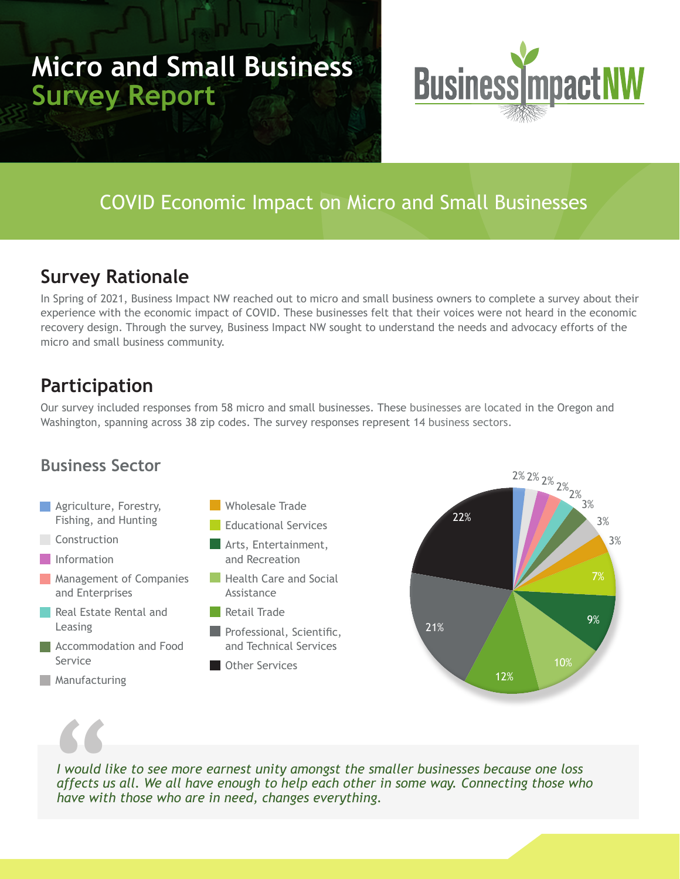# Micro and Small Business Survey Report

BusinessImpactNW

## COVID Economic Impact on Micro and Small Businesses

## Survey Rationale

In Spring of 2021, Business Impact NW reached out to micro and small business owners to complete a survey about their experience with the economic impact of COVID. These businesses felt that their voices were not heard in the economic recovery design. Through the survey, Business Impact NW sought to understand the needs and advocacy efforts of the micro and small business community.

## Participation

Our survey included responses from 58 micro and small businesses. These businesses are located in the Oregon and Washington, spanning across 38 zip codes. The survey responses represent 14 business sectors.

### Business Sector

- Agriculture, Forestry, Fishing, and Hunting
- Construction
- Information
- Management of Companies and Enterprises
- Real Estate Rental and Leasing
- Accommodation and Food Service
- Manufacturing
- Wholesale Trade
- Educational Services
- Arts, Entertainment, and Recreation
- Health Care and Social Assistance
- Retail Trade
- Professional, Scientific, and Technical Services
- Other Services

| Business Sector | Percent |
|---|---|
| Agriculture, Forestry, Fishing, and Hunting | 2% |
| Construction | 2% |
| Information | 2% |
| Management of Companies and Enterprises | 2% |
| Real Estate Rental and Leasing | 2% |
| Accommodation and Food Service | 3% |
| Manufacturing | 3% |
| Wholesale Trade | 3% |
| Educational Services | 7% |
| Arts, Entertainment, and Recreation | 9% |
| Health Care and Social Assistance | 10% |
| Retail Trade | 12% |
| Professional, Scientific, and Technical Services | 21% |
| Other Services | 22% |

> *I would like to see more earnest unity amongst the smaller businesses because one loss affects us all. We all have enough to help each other in some way. Connecting those who have with those who are in need, changes everything.*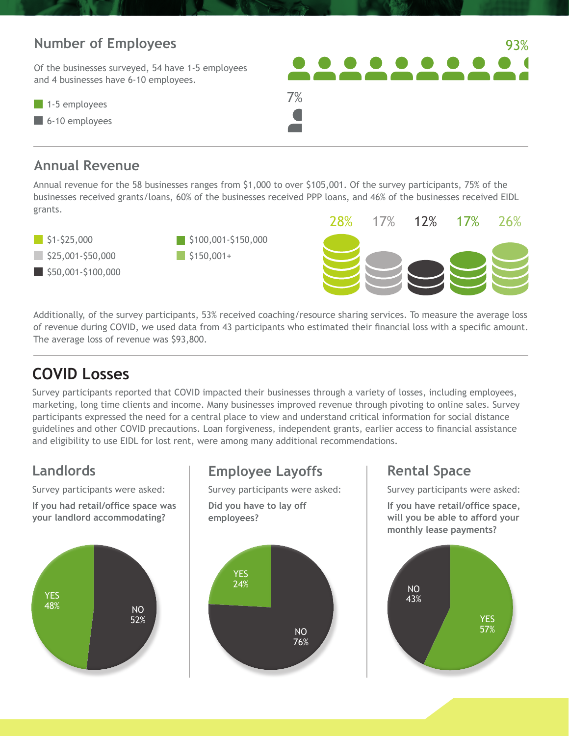## Number of Employees

Of the businesses surveyed, 54 have 1-5 employees and 4 businesses have 6-10 employees.

- 1-5 employees
- 6-10 employees

93%

7%

## Annual Revenue

Annual revenue for the 58 businesses ranges from $1,000 to over $105,001. Of the survey participants, 75% of the businesses received grants/loans, 60% of the businesses received PPP loans, and 46% of the businesses received EIDL grants.

- $1-$25,000
- $25,001-$50,000
- $50,001-$100,000
- $100,001-$150,000
- $150,001+

28% 17% 12% 17% 26%

Additionally, of the survey participants, 53% received coaching/resource sharing services. To measure the average loss of revenue during COVID, we used data from 43 participants who estimated their financial loss with a specific amount. The average loss of revenue was $93,800.

# COVID Losses

Survey participants reported that COVID impacted their businesses through a variety of losses, including employees, marketing, long time clients and income. Many businesses improved revenue through pivoting to online sales. Survey participants expressed the need for a central place to view and understand critical information for social distance guidelines and other COVID precautions. Loan forgiveness, independent grants, earlier access to financial assistance and eligibility to use EIDL for lost rent, were among many additional recommendations.

## Landlords

Survey participants were asked:

**If you had retail/office space was your landlord accommodating?**

YES 48%

NO 52%

## Employee Layoffs

Survey participants were asked:

**Did you have to lay off employees?**

YES 24%

NO 76%

## Rental Space

Survey participants were asked:

**If you have retail/office space, will you be able to afford your monthly lease payments?**

NO 43%

YES 57%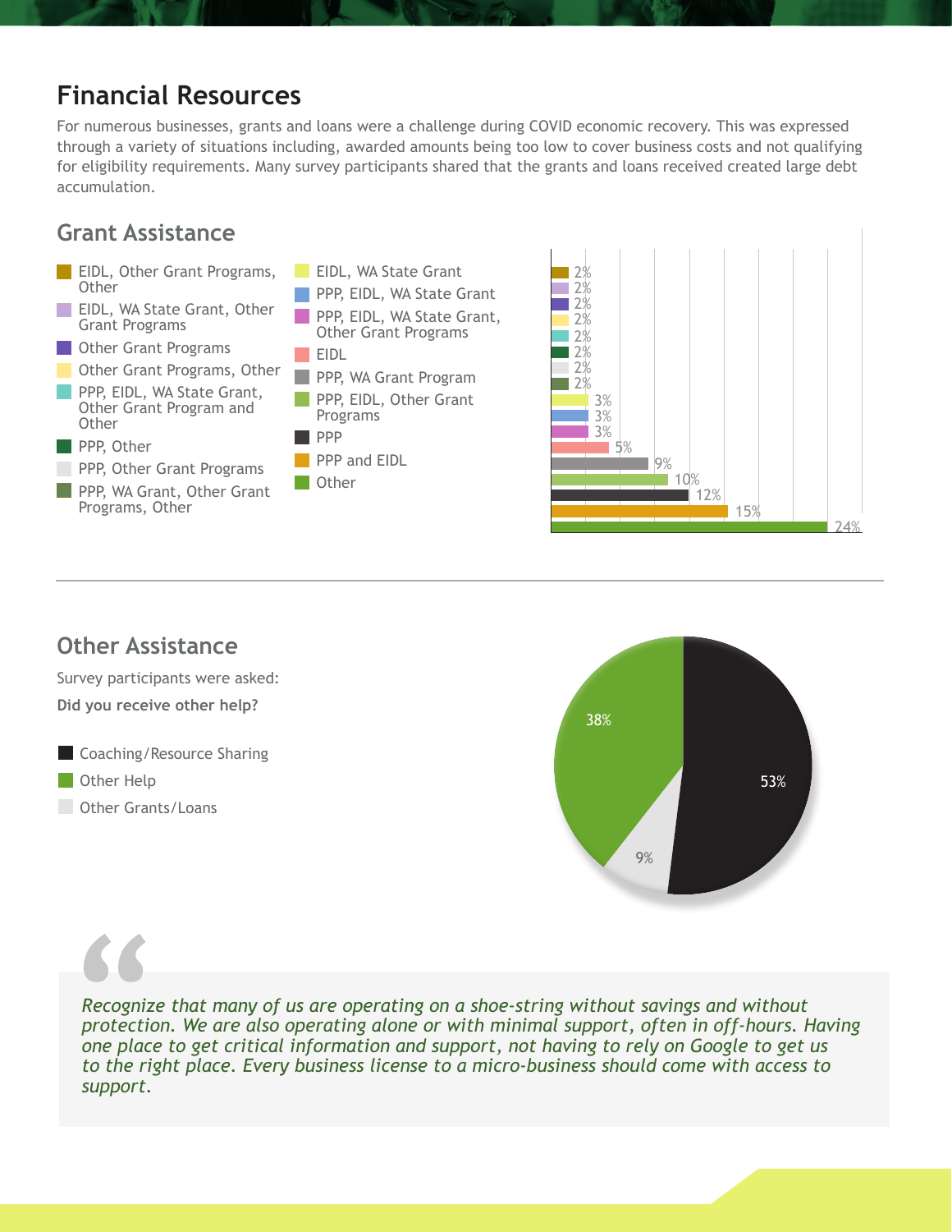## Financial Resources

For numerous businesses, grants and loans were a challenge during COVID economic recovery. This was expressed through a variety of situations including, awarded amounts being too low to cover business costs and not qualifying for eligibility requirements. Many survey participants shared that the grants and loans received created large debt accumulation.

### Grant Assistance

| Category | Percentage |
| --- | --- |
| EIDL, Other Grant Programs, Other | 2% |
| EIDL, WA State Grant, Other Grant Programs | 2% |
| Other Grant Programs | 2% |
| Other Grant Programs, Other | 2% |
| PPP, EIDL, WA State Grant, Other Grant Program and Other | 2% |
| PPP, Other | 2% |
| PPP, Other Grant Programs | 2% |
| PPP, WA Grant, Other Grant Programs, Other | 2% |
| EIDL, WA State Grant | 3% |
| PPP, EIDL, WA State Grant | 3% |
| PPP, EIDL, WA State Grant, Other Grant Programs | 3% |
| EIDL | 5% |
| PPP, WA Grant Program | 9% |
| PPP, EIDL, Other Grant Programs | 10% |
| PPP | 12% |
| PPP and EIDL | 15% |
| Other | 24% |

### Other Assistance

Survey participants were asked:

**Did you receive other help?**

| Response | Percentage |
| --- | --- |
| Coaching/Resource Sharing | 53% |
| Other Help | 38% |
| Other Grants/Loans | 9% |

> *Recognize that many of us are operating on a shoe-string without savings and without protection. We are also operating alone or with minimal support, often in off-hours. Having one place to get critical information and support, not having to rely on Google to get us to the right place. Every business license to a micro-business should come with access to support.*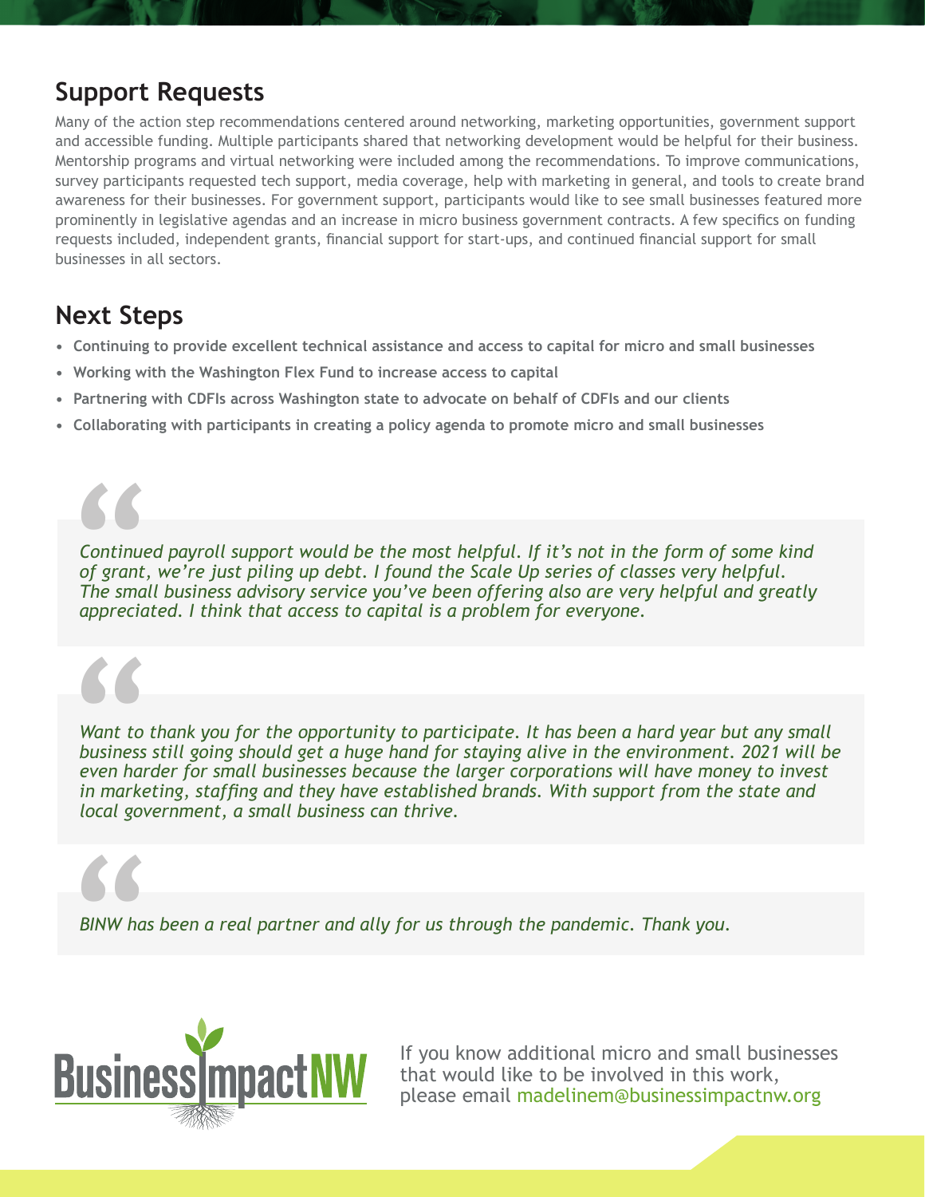## Support Requests

Many of the action step recommendations centered around networking, marketing opportunities, government support and accessible funding. Multiple participants shared that networking development would be helpful for their business. Mentorship programs and virtual networking were included among the recommendations. To improve communications, survey participants requested tech support, media coverage, help with marketing in general, and tools to create brand awareness for their businesses. For government support, participants would like to see small businesses featured more prominently in legislative agendas and an increase in micro business government contracts. A few specifics on funding requests included, independent grants, financial support for start-ups, and continued financial support for small businesses in all sectors.

## Next Steps

- **Continuing to provide excellent technical assistance and access to capital for micro and small businesses**
- **Working with the Washington Flex Fund to increase access to capital**
- **Partnering with CDFIs across Washington state to advocate on behalf of CDFIs and our clients**
- **Collaborating with participants in creating a policy agenda to promote micro and small businesses**

> *Continued payroll support would be the most helpful. If it's not in the form of some kind of grant, we're just piling up debt. I found the Scale Up series of classes very helpful. The small business advisory service you've been offering also are very helpful and greatly appreciated. I think that access to capital is a problem for everyone.*

> *Want to thank you for the opportunity to participate. It has been a hard year but any small business still going should get a huge hand for staying alive in the environment. 2021 will be even harder for small businesses because the larger corporations will have money to invest in marketing, staffing and they have established brands. With support from the state and local government, a small business can thrive.*

> *BINW has been a real partner and ally for us through the pandemic. Thank you.*

BusinessImpactNW

If you know additional micro and small businesses that would like to be involved in this work, please email madelinem@businessimpactnw.org